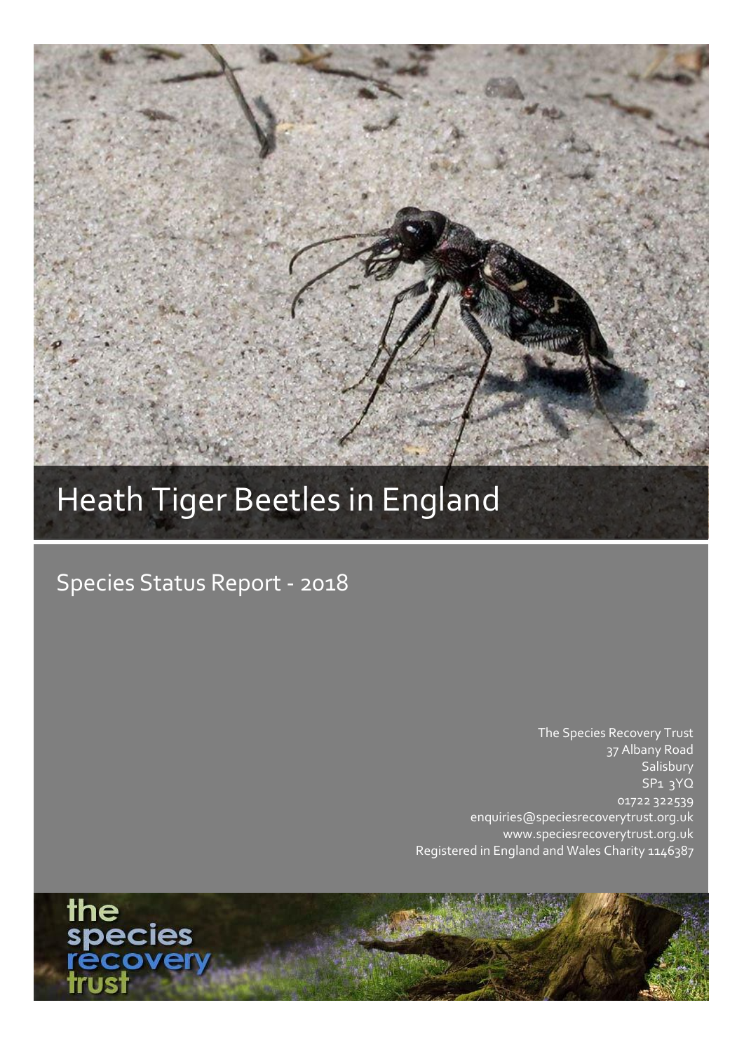# Heath Tiger Beetles in England

## Species Status Report - 2018

The Species Recovery Trust
37 Albany Road
Salisbury
SP1 3YQ
01722 322539
enquiries@speciesrecoverytrust.org.uk
www.speciesrecoverytrust.org.uk
Registered in England and Wales Charity 1146387

the species recovery trust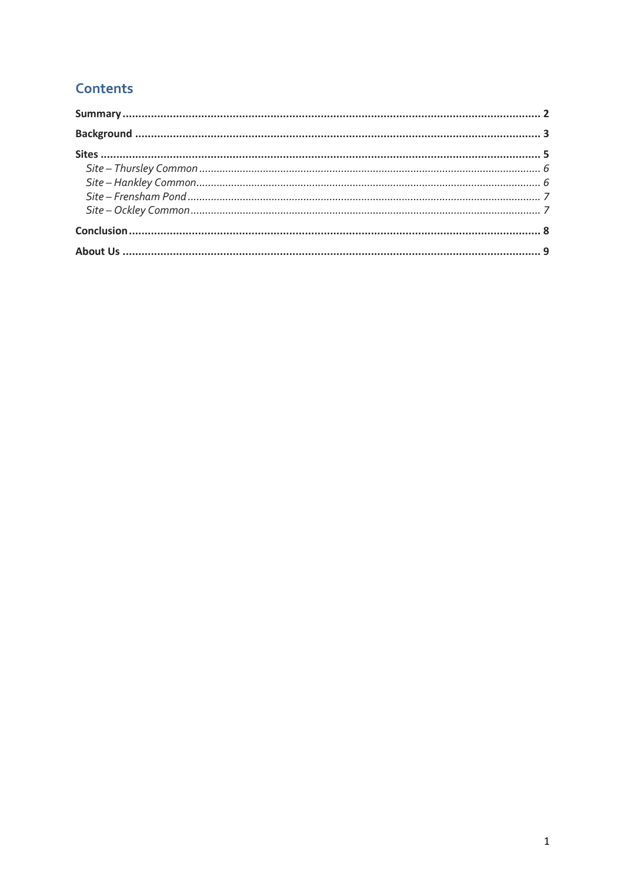## Contents

**Summary** .................................................................................................................................... **2**

**Background** ................................................................................................................................ **3**

**Sites** .......................................................................................................................................... **5**

*Site – Thursley Common* ..................................................................................................... *6*

*Site – Hankley Common*..................................................................................................... *6*

*Site – Frensham Pond* ....................................................................................................... *7*

*Site – Ockley Common*....................................................................................................... *7*

**Conclusion** ................................................................................................................................. **8**

**About Us** .................................................................................................................................... **9**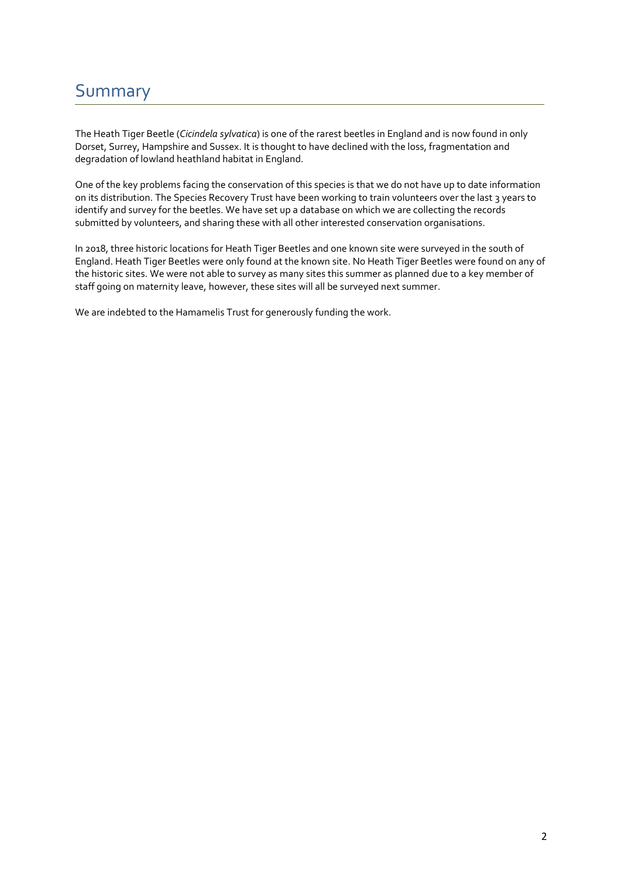# Summary

The Heath Tiger Beetle (*Cicindela sylvatica*) is one of the rarest beetles in England and is now found in only Dorset, Surrey, Hampshire and Sussex. It is thought to have declined with the loss, fragmentation and degradation of lowland heathland habitat in England.

One of the key problems facing the conservation of this species is that we do not have up to date information on its distribution. The Species Recovery Trust have been working to train volunteers over the last 3 years to identify and survey for the beetles. We have set up a database on which we are collecting the records submitted by volunteers, and sharing these with all other interested conservation organisations.

In 2018, three historic locations for Heath Tiger Beetles and one known site were surveyed in the south of England. Heath Tiger Beetles were only found at the known site. No Heath Tiger Beetles were found on any of the historic sites. We were not able to survey as many sites this summer as planned due to a key member of staff going on maternity leave, however, these sites will all be surveyed next summer.

We are indebted to the Hamamelis Trust for generously funding the work.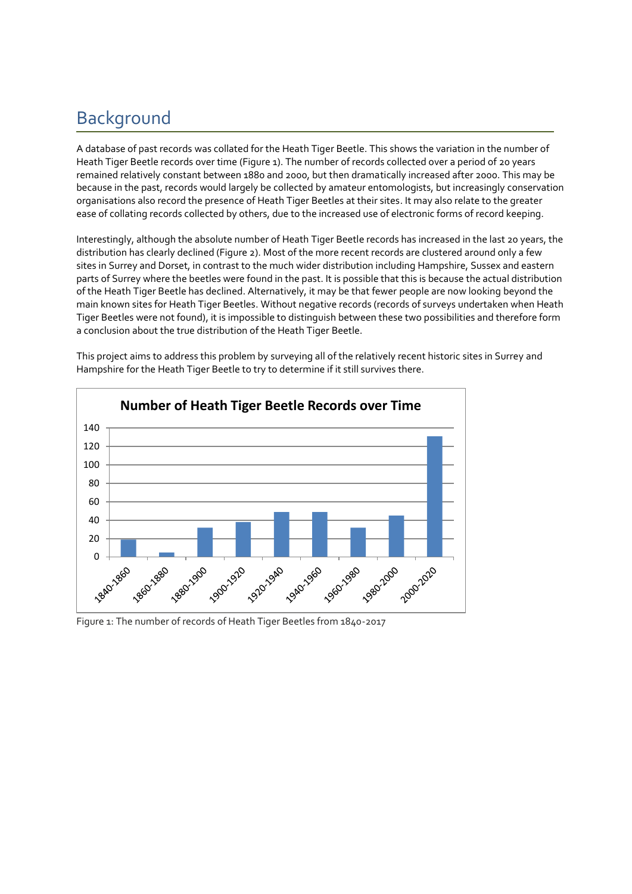## Background

A database of past records was collated for the Heath Tiger Beetle. This shows the variation in the number of Heath Tiger Beetle records over time (Figure 1). The number of records collected over a period of 20 years remained relatively constant between 1880 and 2000, but then dramatically increased after 2000. This may be because in the past, records would largely be collected by amateur entomologists, but increasingly conservation organisations also record the presence of Heath Tiger Beetles at their sites. It may also relate to the greater ease of collating records collected by others, due to the increased use of electronic forms of record keeping.

Interestingly, although the absolute number of Heath Tiger Beetle records has increased in the last 20 years, the distribution has clearly declined (Figure 2). Most of the more recent records are clustered around only a few sites in Surrey and Dorset, in contrast to the much wider distribution including Hampshire, Sussex and eastern parts of Surrey where the beetles were found in the past. It is possible that this is because the actual distribution of the Heath Tiger Beetle has declined. Alternatively, it may be that fewer people are now looking beyond the main known sites for Heath Tiger Beetles. Without negative records (records of surveys undertaken when Heath Tiger Beetles were not found), it is impossible to distinguish between these two possibilities and therefore form a conclusion about the true distribution of the Heath Tiger Beetle.

This project aims to address this problem by surveying all of the relatively recent historic sites in Surrey and Hampshire for the Heath Tiger Beetle to try to determine if it still survives there.

**Number of Heath Tiger Beetle Records over Time**

| Period | Number of records |
|---|---|
| 1840-1860 | 19 |
| 1860-1880 | 5 |
| 1880-1900 | 32 |
| 1900-1920 | 38 |
| 1920-1940 | 49 |
| 1940-1960 | 49 |
| 1960-1980 | 32 |
| 1980-2000 | 45 |
| 2000-2020 | 131 |

Figure 1: The number of records of Heath Tiger Beetles from 1840-2017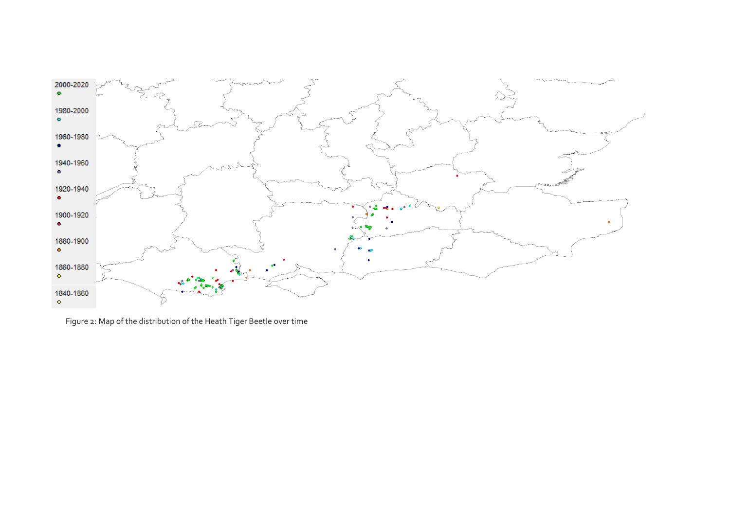2000-2020

1980-2000

1960-1980

1940-1960

1920-1940

1900-1920

1880-1900

1860-1880

1840-1860

Figure 2: Map of the distribution of the Heath Tiger Beetle over time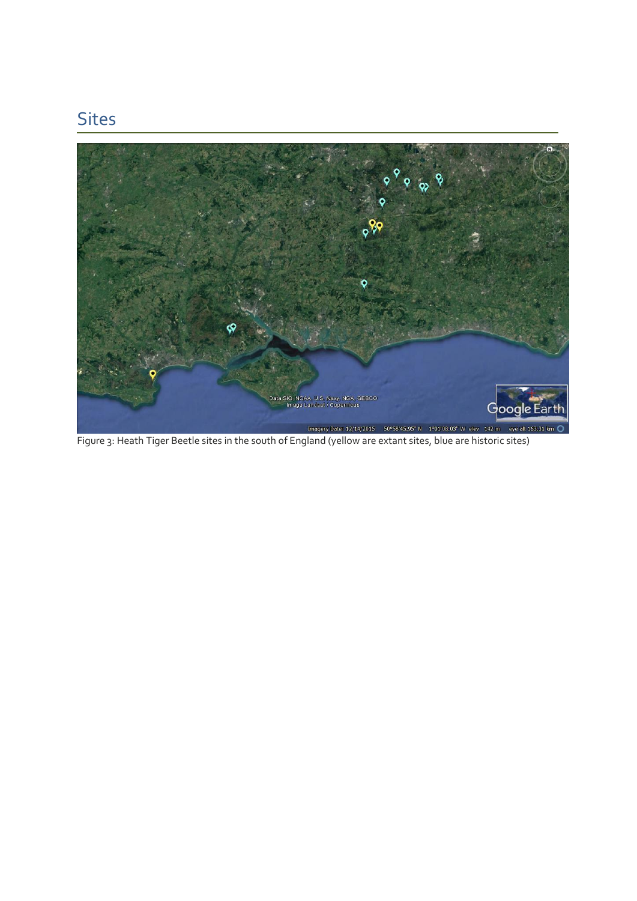## Sites

Figure 3: Heath Tiger Beetle sites in the south of England (yellow are extant sites, blue are historic sites)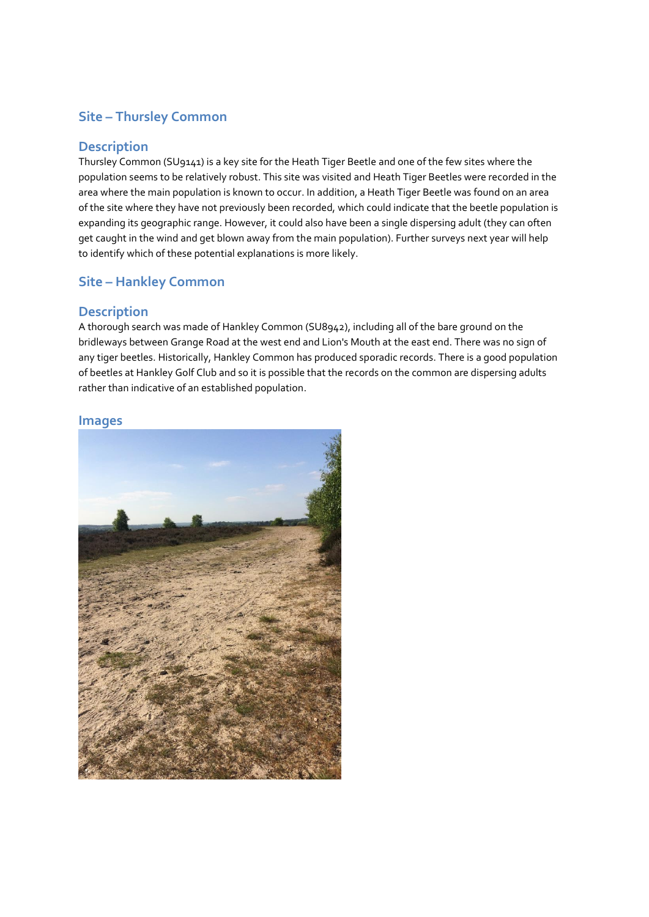## Site – Thursley Common

### Description

Thursley Common (SU9141) is a key site for the Heath Tiger Beetle and one of the few sites where the population seems to be relatively robust. This site was visited and Heath Tiger Beetles were recorded in the area where the main population is known to occur. In addition, a Heath Tiger Beetle was found on an area of the site where they have not previously been recorded, which could indicate that the beetle population is expanding its geographic range. However, it could also have been a single dispersing adult (they can often get caught in the wind and get blown away from the main population). Further surveys next year will help to identify which of these potential explanations is more likely.

## Site – Hankley Common

### Description

A thorough search was made of Hankley Common (SU8942), including all of the bare ground on the bridleways between Grange Road at the west end and Lion's Mouth at the east end. There was no sign of any tiger beetles. Historically, Hankley Common has produced sporadic records. There is a good population of beetles at Hankley Golf Club and so it is possible that the records on the common are dispersing adults rather than indicative of an established population.

### Images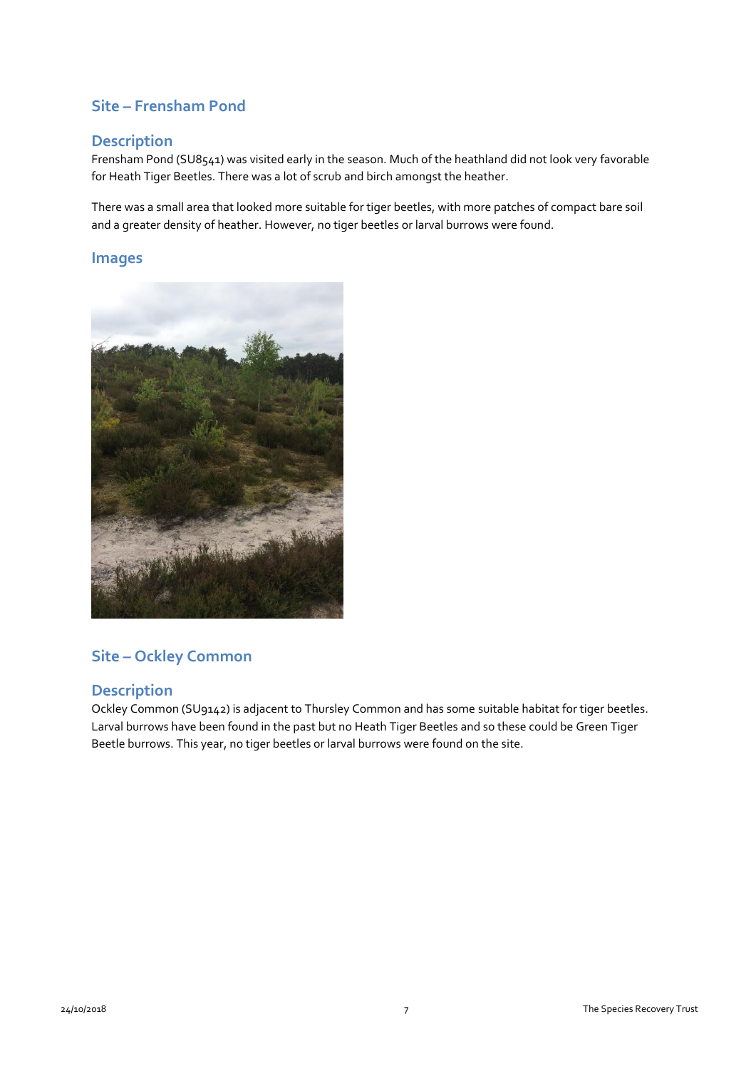## Site – Frensham Pond

### Description

Frensham Pond (SU8541) was visited early in the season. Much of the heathland did not look very favorable for Heath Tiger Beetles. There was a lot of scrub and birch amongst the heather.

There was a small area that looked more suitable for tiger beetles, with more patches of compact bare soil and a greater density of heather. However, no tiger beetles or larval burrows were found.

### Images

## Site – Ockley Common

### Description

Ockley Common (SU9142) is adjacent to Thursley Common and has some suitable habitat for tiger beetles. Larval burrows have been found in the past but no Heath Tiger Beetles and so these could be Green Tiger Beetle burrows. This year, no tiger beetles or larval burrows were found on the site.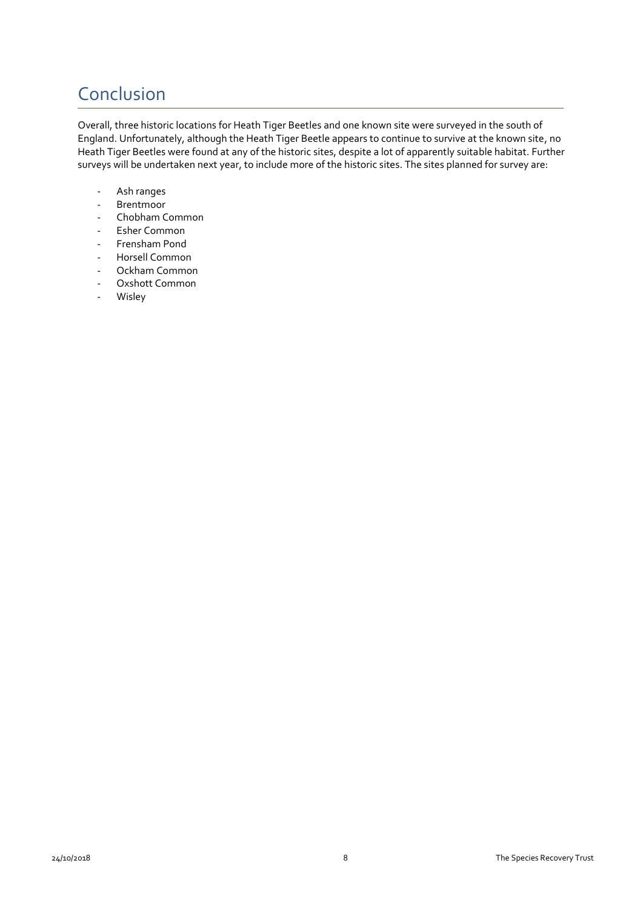# Conclusion

Overall, three historic locations for Heath Tiger Beetles and one known site were surveyed in the south of England. Unfortunately, although the Heath Tiger Beetle appears to continue to survive at the known site, no Heath Tiger Beetles were found at any of the historic sites, despite a lot of apparently suitable habitat. Further surveys will be undertaken next year, to include more of the historic sites. The sites planned for survey are:

- Ash ranges
- Brentmoor
- Chobham Common
- Esher Common
- Frensham Pond
- Horsell Common
- Ockham Common
- Oxshott Common
- Wisley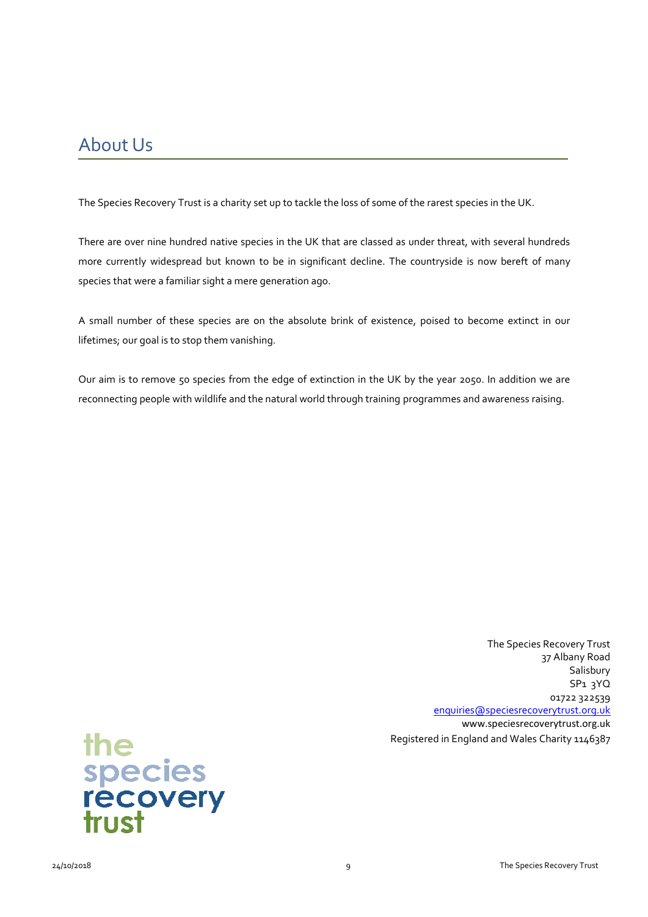## About Us

The Species Recovery Trust is a charity set up to tackle the loss of some of the rarest species in the UK.

There are over nine hundred native species in the UK that are classed as under threat, with several hundreds more currently widespread but known to be in significant decline. The countryside is now bereft of many species that were a familiar sight a mere generation ago.

A small number of these species are on the absolute brink of existence, poised to become extinct in our lifetimes; our goal is to stop them vanishing.

Our aim is to remove 50 species from the edge of extinction in the UK by the year 2050. In addition we are reconnecting people with wildlife and the natural world through training programmes and awareness raising.

The Species Recovery Trust
37 Albany Road
Salisbury
SP1 3YQ
01722 322539
enquiries@speciesrecoverytrust.org.uk
www.speciesrecoverytrust.org.uk
Registered in England and Wales Charity 1146387

the
species
recovery
trust